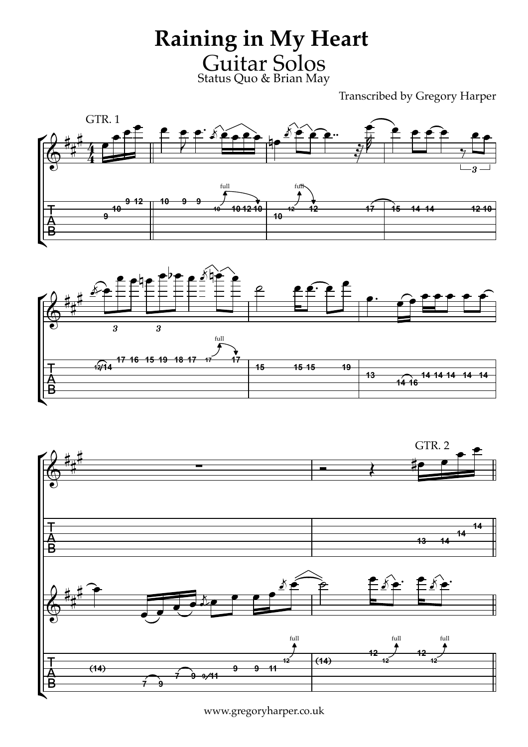# Raining in My Heart

## Guitar Solos

Status Quo & Brian May

Transcribed by Gregory Harper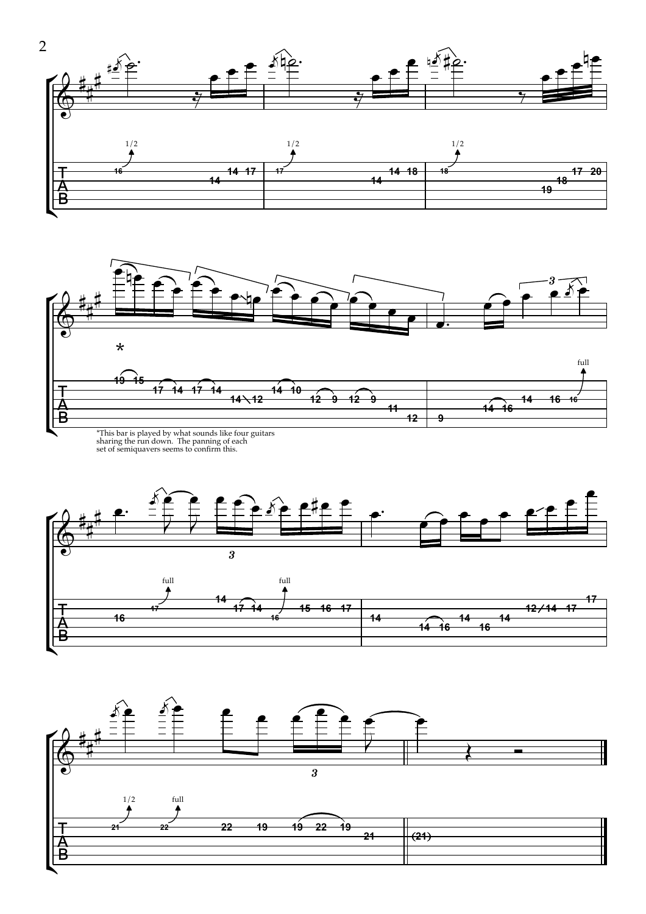*This bar is played by what sounds like four guitars sharing the run down. The panning of each set of semiquavers seems to confirm this.